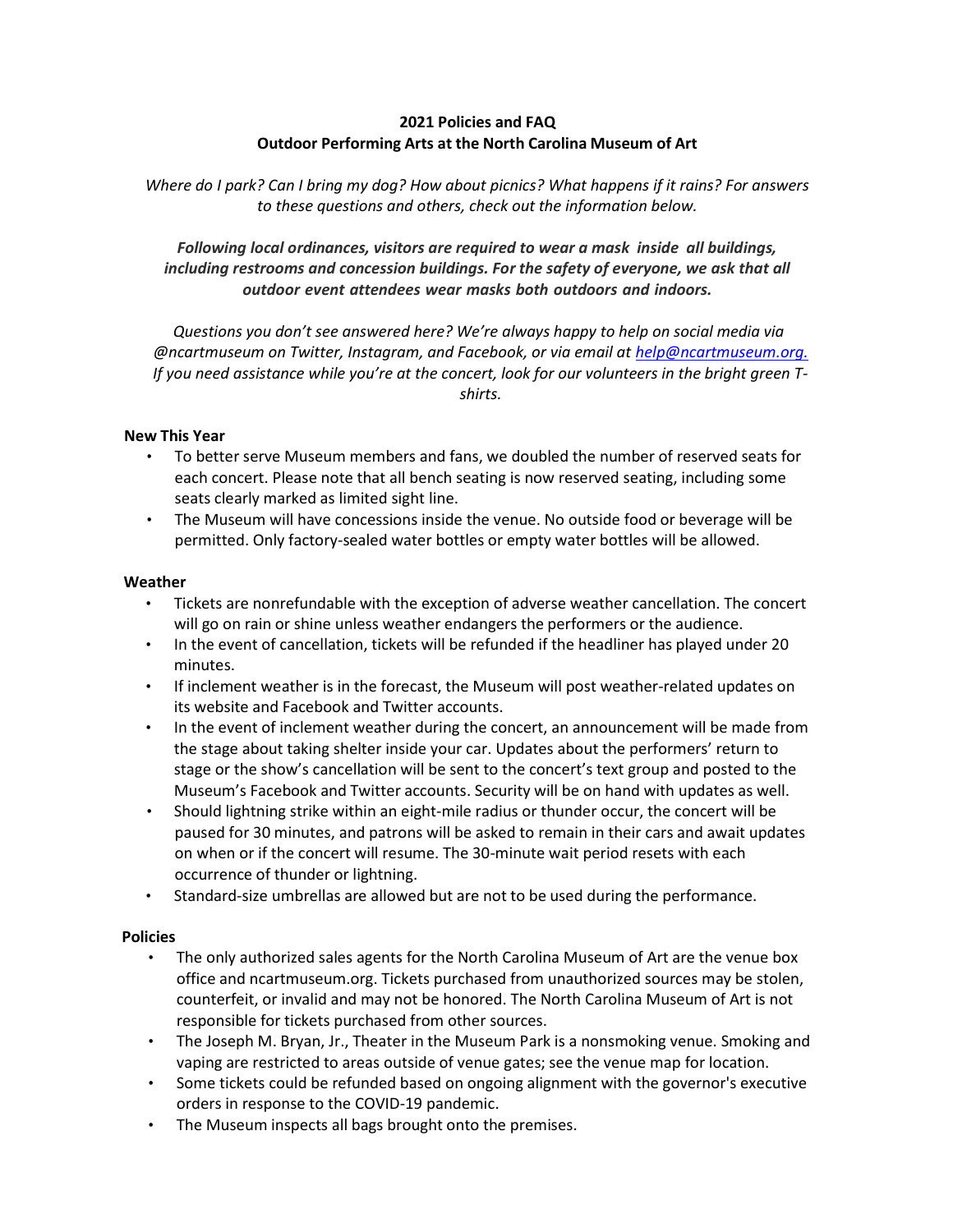**2021 Policies and FAQ**
**Outdoor Performing Arts at the North Carolina Museum of Art**

*Where do I park? Can I bring my dog? How about picnics? What happens if it rains? For answers to these questions and others, check out the information below.*

***Following local ordinances, visitors are required to wear a mask inside all buildings, including restrooms and concession buildings. For the safety of everyone, we ask that all outdoor event attendees wear masks both outdoors and indoors.***

*Questions you don't see answered here? We're always happy to help on social media via @ncartmuseum on Twitter, Instagram, and Facebook, or via email at [help@ncartmuseum.org.](mailto:help@ncartmuseum.org) If you need assistance while you're at the concert, look for our volunteers in the bright green T-shirts.*

**New This Year**

- To better serve Museum members and fans, we doubled the number of reserved seats for each concert. Please note that all bench seating is now reserved seating, including some seats clearly marked as limited sight line.
- The Museum will have concessions inside the venue. No outside food or beverage will be permitted. Only factory-sealed water bottles or empty water bottles will be allowed.

**Weather**

- Tickets are nonrefundable with the exception of adverse weather cancellation. The concert will go on rain or shine unless weather endangers the performers or the audience.
- In the event of cancellation, tickets will be refunded if the headliner has played under 20 minutes.
- If inclement weather is in the forecast, the Museum will post weather-related updates on its website and Facebook and Twitter accounts.
- In the event of inclement weather during the concert, an announcement will be made from the stage about taking shelter inside your car. Updates about the performers' return to stage or the show's cancellation will be sent to the concert's text group and posted to the Museum's Facebook and Twitter accounts. Security will be on hand with updates as well.
- Should lightning strike within an eight-mile radius or thunder occur, the concert will be paused for 30 minutes, and patrons will be asked to remain in their cars and await updates on when or if the concert will resume. The 30-minute wait period resets with each occurrence of thunder or lightning.
- Standard-size umbrellas are allowed but are not to be used during the performance.

**Policies**

- The only authorized sales agents for the North Carolina Museum of Art are the venue box office and ncartmuseum.org. Tickets purchased from unauthorized sources may be stolen, counterfeit, or invalid and may not be honored. The North Carolina Museum of Art is not responsible for tickets purchased from other sources.
- The Joseph M. Bryan, Jr., Theater in the Museum Park is a nonsmoking venue. Smoking and vaping are restricted to areas outside of venue gates; see the venue map for location.
- Some tickets could be refunded based on ongoing alignment with the governor's executive orders in response to the COVID-19 pandemic.
- The Museum inspects all bags brought onto the premises.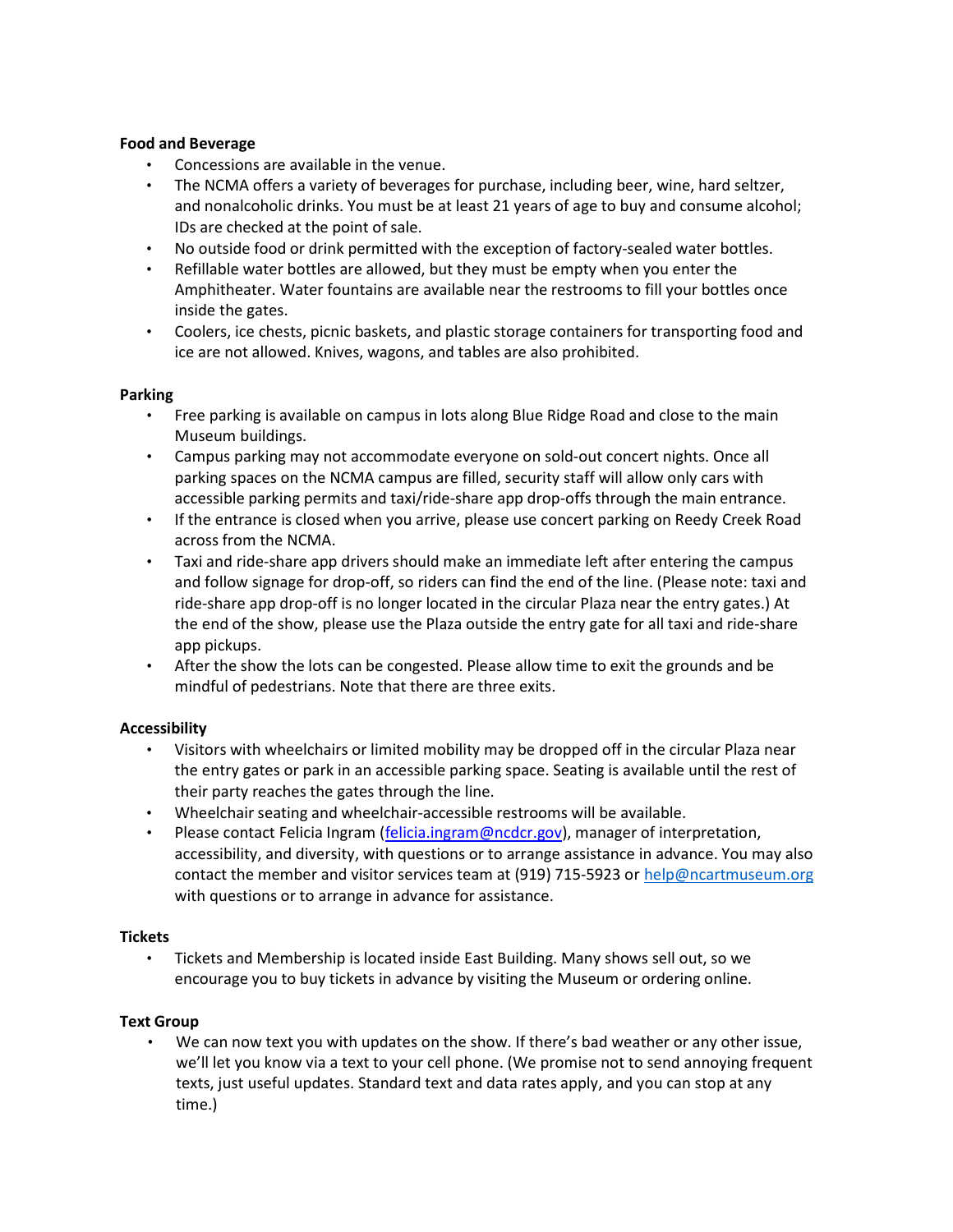**Food and Beverage**

- Concessions are available in the venue.
- The NCMA offers a variety of beverages for purchase, including beer, wine, hard seltzer, and nonalcoholic drinks. You must be at least 21 years of age to buy and consume alcohol; IDs are checked at the point of sale.
- No outside food or drink permitted with the exception of factory-sealed water bottles.
- Refillable water bottles are allowed, but they must be empty when you enter the Amphitheater. Water fountains are available near the restrooms to fill your bottles once inside the gates.
- Coolers, ice chests, picnic baskets, and plastic storage containers for transporting food and ice are not allowed. Knives, wagons, and tables are also prohibited.

**Parking**

- Free parking is available on campus in lots along Blue Ridge Road and close to the main Museum buildings.
- Campus parking may not accommodate everyone on sold-out concert nights. Once all parking spaces on the NCMA campus are filled, security staff will allow only cars with accessible parking permits and taxi/ride-share app drop-offs through the main entrance.
- If the entrance is closed when you arrive, please use concert parking on Reedy Creek Road across from the NCMA.
- Taxi and ride-share app drivers should make an immediate left after entering the campus and follow signage for drop-off, so riders can find the end of the line. (Please note: taxi and ride-share app drop-off is no longer located in the circular Plaza near the entry gates.) At the end of the show, please use the Plaza outside the entry gate for all taxi and ride-share app pickups.
- After the show the lots can be congested. Please allow time to exit the grounds and be mindful of pedestrians. Note that there are three exits.

**Accessibility**

- Visitors with wheelchairs or limited mobility may be dropped off in the circular Plaza near the entry gates or park in an accessible parking space. Seating is available until the rest of their party reaches the gates through the line.
- Wheelchair seating and wheelchair-accessible restrooms will be available.
- Please contact Felicia Ingram (felicia.ingram@ncdcr.gov), manager of interpretation, accessibility, and diversity, with questions or to arrange assistance in advance. You may also contact the member and visitor services team at (919) 715-5923 or help@ncartmuseum.org with questions or to arrange in advance for assistance.

**Tickets**

- Tickets and Membership is located inside East Building. Many shows sell out, so we encourage you to buy tickets in advance by visiting the Museum or ordering online.

**Text Group**

- We can now text you with updates on the show. If there's bad weather or any other issue, we'll let you know via a text to your cell phone. (We promise not to send annoying frequent texts, just useful updates. Standard text and data rates apply, and you can stop at any time.)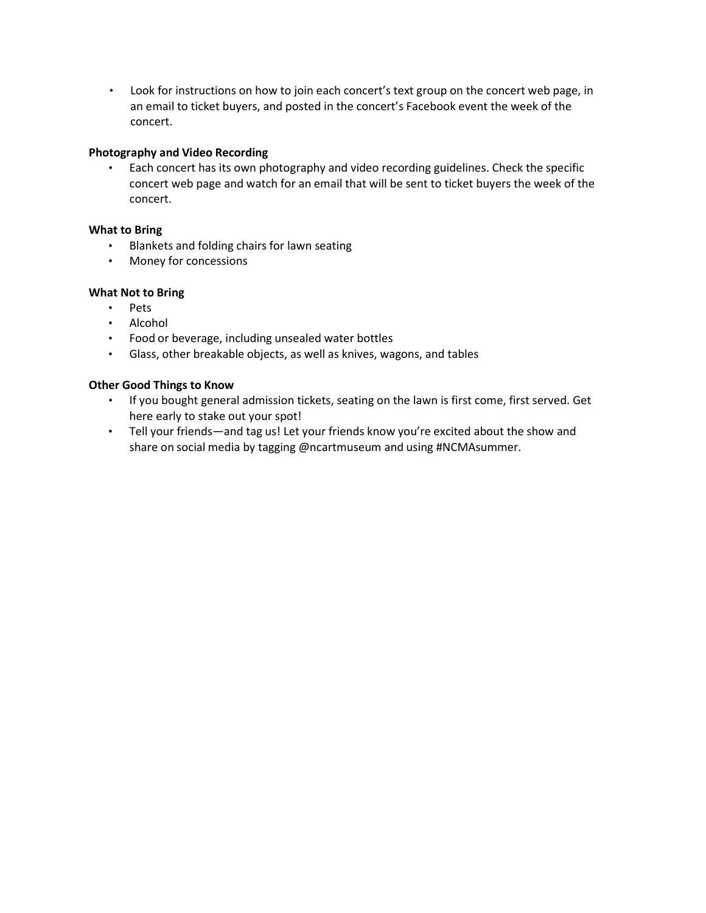- Look for instructions on how to join each concert's text group on the concert web page, in an email to ticket buyers, and posted in the concert's Facebook event the week of the concert.

**Photography and Video Recording**

- Each concert has its own photography and video recording guidelines. Check the specific concert web page and watch for an email that will be sent to ticket buyers the week of the concert.

**What to Bring**

- Blankets and folding chairs for lawn seating
- Money for concessions

**What Not to Bring**

- Pets
- Alcohol
- Food or beverage, including unsealed water bottles
- Glass, other breakable objects, as well as knives, wagons, and tables

**Other Good Things to Know**

- If you bought general admission tickets, seating on the lawn is first come, first served. Get here early to stake out your spot!
- Tell your friends—and tag us! Let your friends know you're excited about the show and share on social media by tagging @ncartmuseum and using #NCMAsummer.